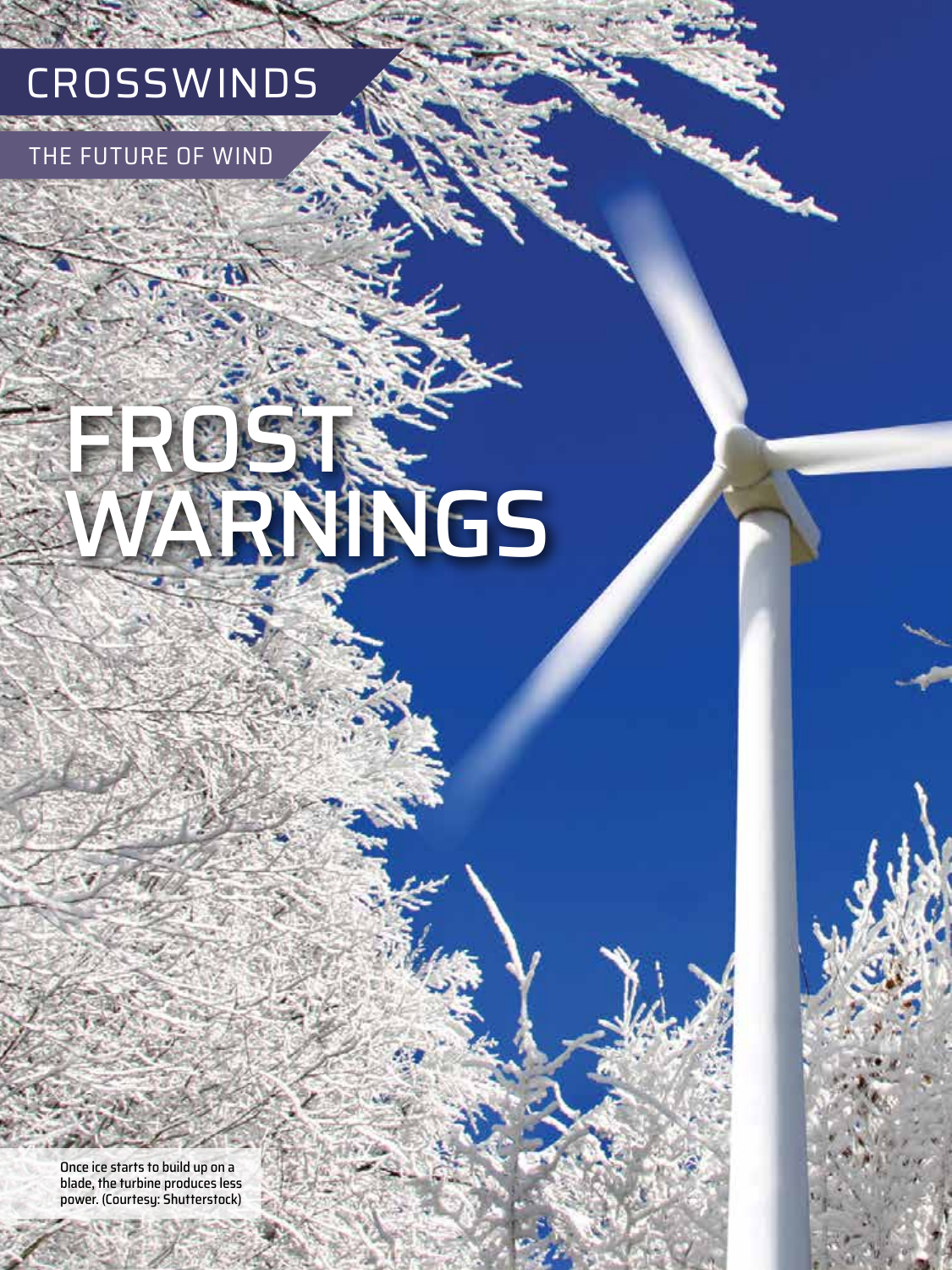CROSSWINDS

THE FUTURE OF WIND

# FROST WARNINGS

Once ice starts to build up on a blade, the turbine produces less power. (Courtesy: Shutterstock)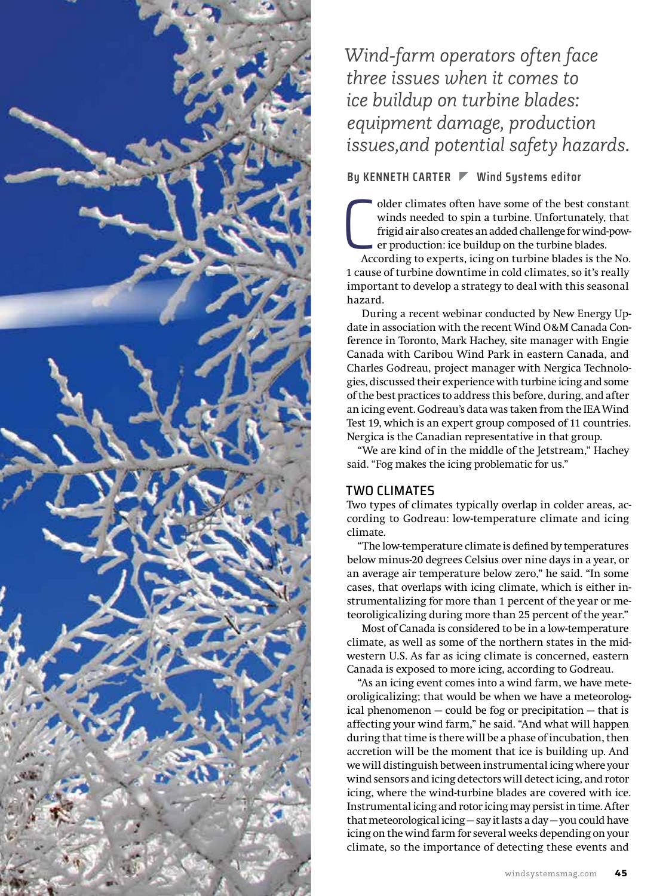*Wind-farm operators often face three issues when it comes to ice buildup on turbine blades: equipment damage, production issues,and potential safety hazards.*

**By KENNETH CARTER ◤ Wind Systems editor**

Colder climates often have some of the best constant winds needed to spin a turbine. Unfortunately, that frigid air also creates an added challenge for wind-power production: ice buildup on the turbine blades.

According to experts, icing on turbine blades is the No. 1 cause of turbine downtime in cold climates, so it's really important to develop a strategy to deal with this seasonal hazard.

During a recent webinar conducted by New Energy Update in association with the recent Wind O&M Canada Conference in Toronto, Mark Hachey, site manager with Engie Canada with Caribou Wind Park in eastern Canada, and Charles Godreau, project manager with Nergica Technologies, discussed their experience with turbine icing and some of the best practices to address this before, during, and after an icing event. Godreau's data was taken from the IEA Wind Test 19, which is an expert group composed of 11 countries. Nergica is the Canadian representative in that group.

"We are kind of in the middle of the Jetstream," Hachey said. "Fog makes the icing problematic for us."

## TWO CLIMATES

Two types of climates typically overlap in colder areas, according to Godreau: low-temperature climate and icing climate.

"The low-temperature climate is defined by temperatures below minus-20 degrees Celsius over nine days in a year, or an average air temperature below zero," he said. "In some cases, that overlaps with icing climate, which is either instrumentalizing for more than 1 percent of the year or meteoroligicalizing during more than 25 percent of the year."

Most of Canada is considered to be in a low-temperature climate, as well as some of the northern states in the midwestern U.S. As far as icing climate is concerned, eastern Canada is exposed to more icing, according to Godreau.

"As an icing event comes into a wind farm, we have meteoroligicalizing; that would be when we have a meteorological phenomenon — could be fog or precipitation — that is affecting your wind farm," he said. "And what will happen during that time is there will be a phase of incubation, then accretion will be the moment that ice is building up. And we will distinguish between instrumental icing where your wind sensors and icing detectors will detect icing, and rotor icing, where the wind-turbine blades are covered with ice. Instrumental icing and rotor icing may persist in time. After that meteorological icing — say it lasts a day — you could have icing on the wind farm for several weeks depending on your climate, so the importance of detecting these events and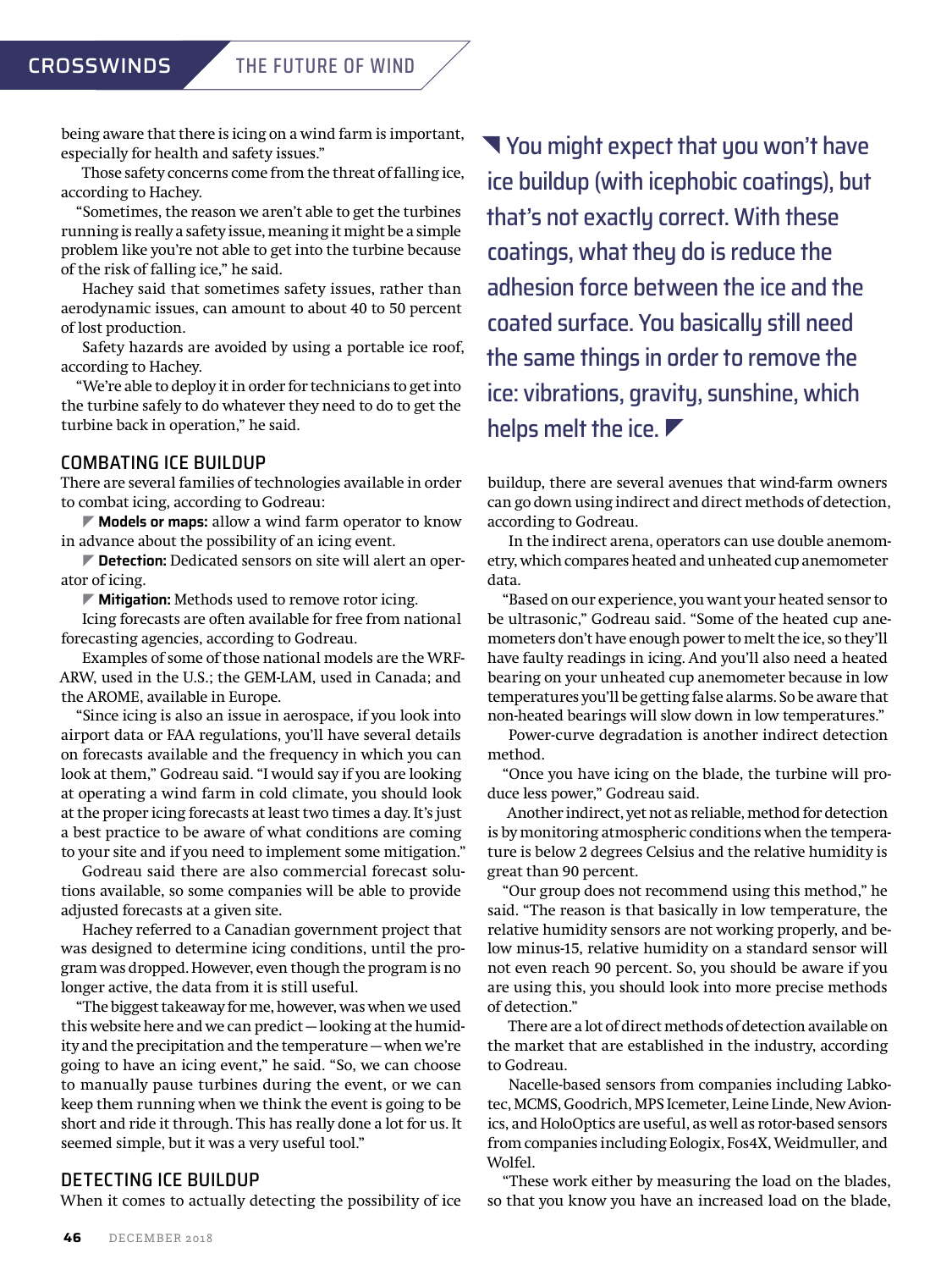being aware that there is icing on a wind farm is important, especially for health and safety issues."

Those safety concerns come from the threat of falling ice, according to Hachey.

"Sometimes, the reason we aren't able to get the turbines running is really a safety issue, meaning it might be a simple problem like you're not able to get into the turbine because of the risk of falling ice," he said.

Hachey said that sometimes safety issues, rather than aerodynamic issues, can amount to about 40 to 50 percent of lost production.

Safety hazards are avoided by using a portable ice roof, according to Hachey.

"We're able to deploy it in order for technicians to get into the turbine safely to do whatever they need to do to get the turbine back in operation," he said.

## COMBATING ICE BUILDUP

There are several families of technologies available in order to combat icing, according to Godreau:

- **Models or maps:** allow a wind farm operator to know in advance about the possibility of an icing event.
- **Detection:** Dedicated sensors on site will alert an operator of icing.
- **Mitigation:** Methods used to remove rotor icing.

Icing forecasts are often available for free from national forecasting agencies, according to Godreau.

Examples of some of those national models are the WRF-ARW, used in the U.S.; the GEM-LAM, used in Canada; and the AROME, available in Europe.

"Since icing is also an issue in aerospace, if you look into airport data or FAA regulations, you'll have several details on forecasts available and the frequency in which you can look at them," Godreau said. "I would say if you are looking at operating a wind farm in cold climate, you should look at the proper icing forecasts at least two times a day. It's just a best practice to be aware of what conditions are coming to your site and if you need to implement some mitigation."

Godreau said there are also commercial forecast solutions available, so some companies will be able to provide adjusted forecasts at a given site.

Hachey referred to a Canadian government project that was designed to determine icing conditions, until the program was dropped. However, even though the program is no longer active, the data from it is still useful.

"The biggest takeaway for me, however, was when we used this website here and we can predict — looking at the humidity and the precipitation and the temperature — when we're going to have an icing event," he said. "So, we can choose to manually pause turbines during the event, or we can keep them running when we think the event is going to be short and ride it through. This has really done a lot for us. It seemed simple, but it was a very useful tool."

## DETECTING ICE BUILDUP

When it comes to actually detecting the possibility of ice buildup, there are several avenues that wind-farm owners can go down using indirect and direct methods of detection, according to Godreau.

In the indirect arena, operators can use double anemometry, which compares heated and unheated cup anemometer data.

"Based on our experience, you want your heated sensor to be ultrasonic," Godreau said. "Some of the heated cup anemometers don't have enough power to melt the ice, so they'll have faulty readings in icing. And you'll also need a heated bearing on your unheated cup anemometer because in low temperatures you'll be getting false alarms. So be aware that non-heated bearings will slow down in low temperatures."

Power-curve degradation is another indirect detection method.

"Once you have icing on the blade, the turbine will produce less power," Godreau said.

Another indirect, yet not as reliable, method for detection is by monitoring atmospheric conditions when the temperature is below 2 degrees Celsius and the relative humidity is great than 90 percent.

"Our group does not recommend using this method," he said. "The reason is that basically in low temperature, the relative humidity sensors are not working properly, and below minus-15, relative humidity on a standard sensor will not even reach 90 percent. So, you should be aware if you are using this, you should look into more precise methods of detection."

There are a lot of direct methods of detection available on the market that are established in the industry, according to Godreau.

Nacelle-based sensors from companies including Labkotec, MCMS, Goodrich, MPS Icemeter, Leine Linde, New Avionics, and HoloOptics are useful, as well as rotor-based sensors from companies including Eologix, Fos4X, Weidmuller, and Wolfel.

"These work either by measuring the load on the blades, so that you know you have an increased load on the blade,

> You might expect that you won't have ice buildup (with icephobic coatings), but that's not exactly correct. With these coatings, what they do is reduce the adhesion force between the ice and the coated surface. You basically still need the same things in order to remove the ice: vibrations, gravity, sunshine, which helps melt the ice.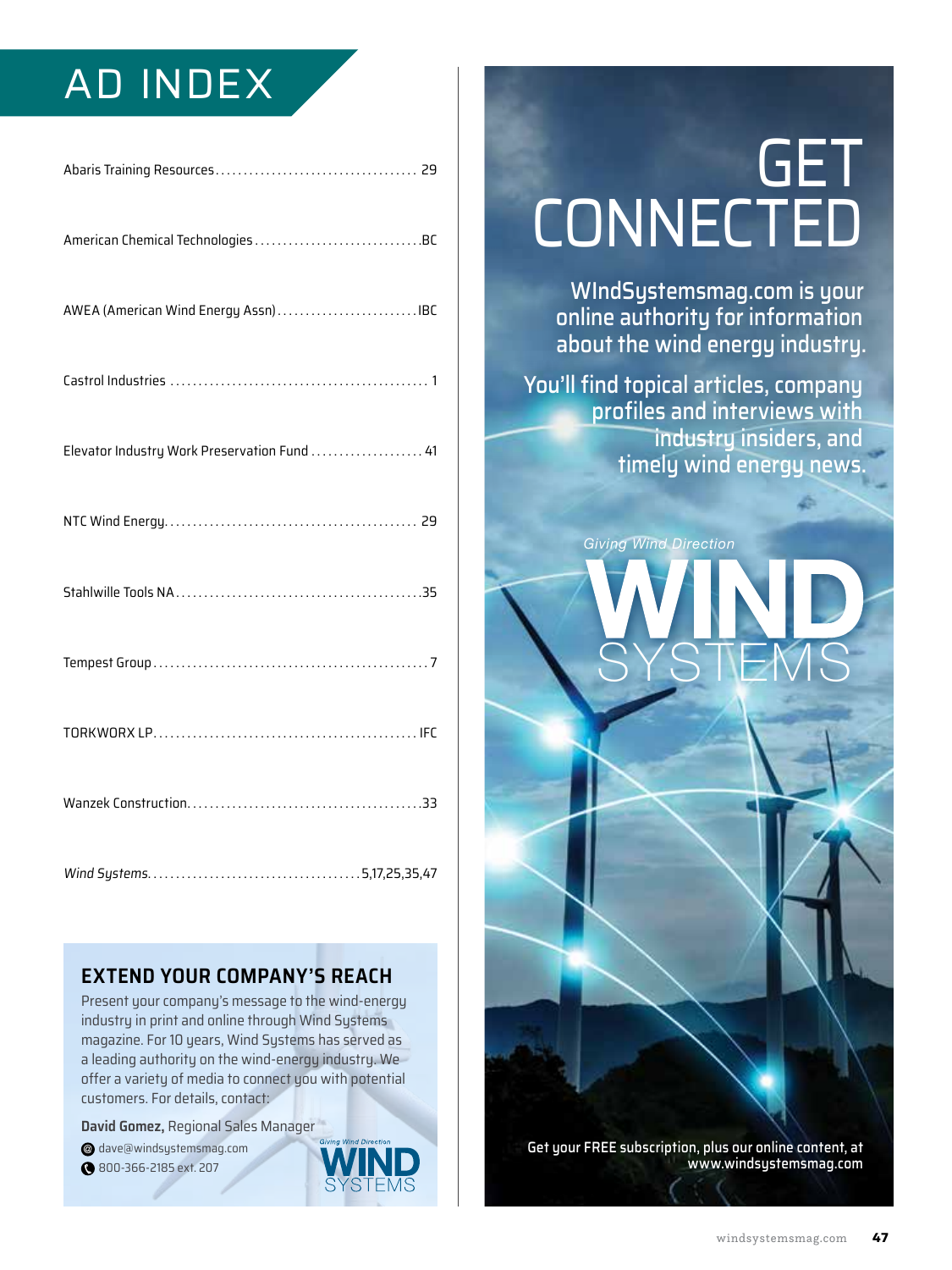# AD INDEX

| Advertiser | Page |
|---|---|
| Abaris Training Resources | 29 |
| American Chemical Technologies | BC |
| AWEA (American Wind Energy Assn) | IBC |
| Castrol Industries | 1 |
| Elevator Industry Work Preservation Fund | 41 |
| NTC Wind Energy | 29 |
| Stahlwille Tools NA | 35 |
| Tempest Group | 7 |
| TORKWORX LP | IFC |
| Wanzek Construction | 33 |
| *Wind Systems* | 5,17,25,35,47 |

## EXTEND YOUR COMPANY'S REACH

Present your company's message to the wind-energy industry in print and online through Wind Systems magazine. For 10 years, Wind Systems has served as a leading authority on the wind-energy industry. We offer a variety of media to connect you with potential customers. For details, contact:

**David Gomez,** Regional Sales Manager

dave@windsystemsmag.com

800-366-2185 ext. 207

Giving Wind Direction WIND SYSTEMS

# GET CONNECTED

WIndSystemsmag.com is your online authority for information about the wind energy industry.

You'll find topical articles, company profiles and interviews with industry insiders, and timely wind energy news.

*Giving Wind Direction*

WIND SYSTEMS

Get your FREE subscription, plus our online content, at www.windsystemsmag.com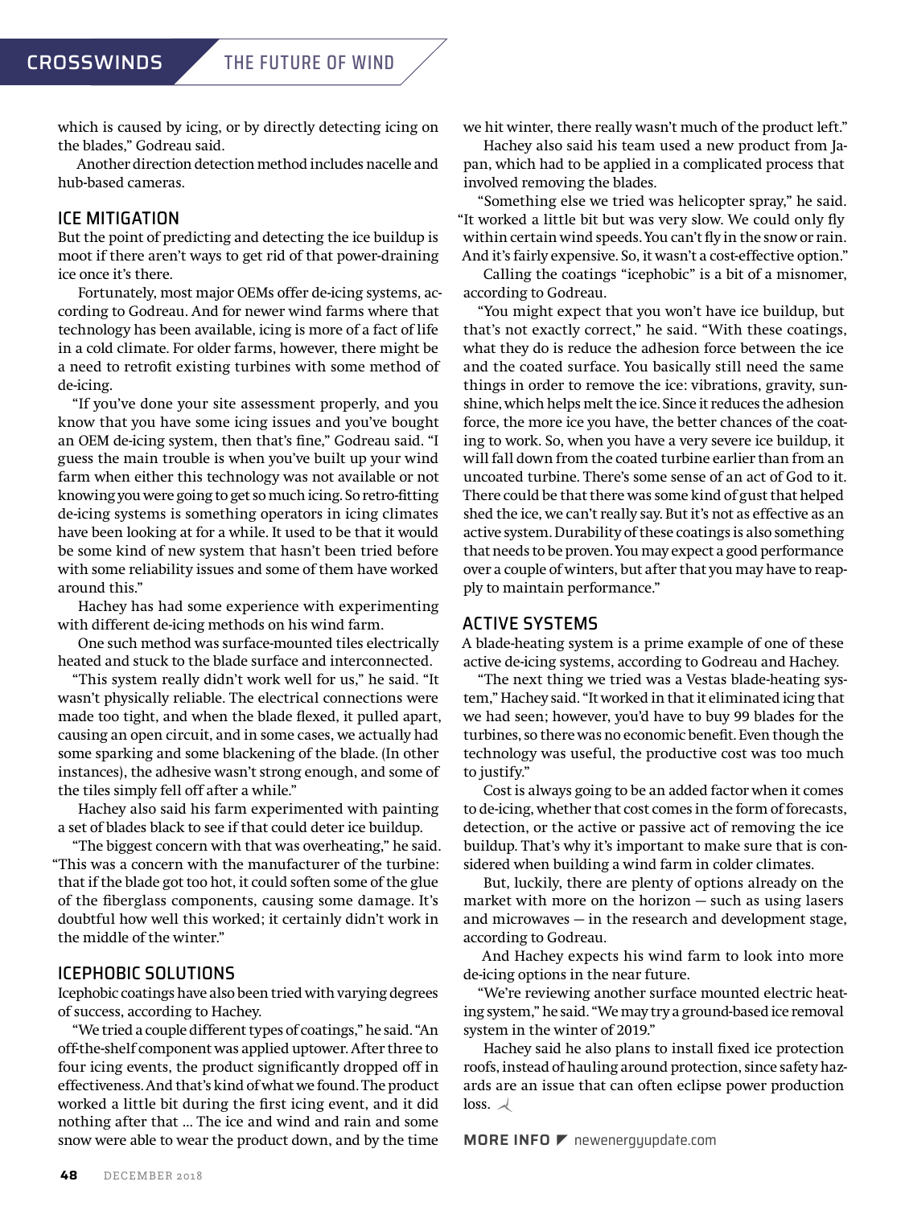which is caused by icing, or by directly detecting icing on the blades," Godreau said.

Another direction detection method includes nacelle and hub-based cameras.

## ICE MITIGATION

But the point of predicting and detecting the ice buildup is moot if there aren't ways to get rid of that power-draining ice once it's there.

Fortunately, most major OEMs offer de-icing systems, according to Godreau. And for newer wind farms where that technology has been available, icing is more of a fact of life in a cold climate. For older farms, however, there might be a need to retrofit existing turbines with some method of de-icing.

"If you've done your site assessment properly, and you know that you have some icing issues and you've bought an OEM de-icing system, then that's fine," Godreau said. "I guess the main trouble is when you've built up your wind farm when either this technology was not available or not knowing you were going to get so much icing. So retro-fitting de-icing systems is something operators in icing climates have been looking at for a while. It used to be that it would be some kind of new system that hasn't been tried before with some reliability issues and some of them have worked around this."

Hachey has had some experience with experimenting with different de-icing methods on his wind farm.

One such method was surface-mounted tiles electrically heated and stuck to the blade surface and interconnected.

"This system really didn't work well for us," he said. "It wasn't physically reliable. The electrical connections were made too tight, and when the blade flexed, it pulled apart, causing an open circuit, and in some cases, we actually had some sparking and some blackening of the blade. (In other instances), the adhesive wasn't strong enough, and some of the tiles simply fell off after a while."

Hachey also said his farm experimented with painting a set of blades black to see if that could deter ice buildup.

"The biggest concern with that was overheating," he said. "This was a concern with the manufacturer of the turbine: that if the blade got too hot, it could soften some of the glue of the fiberglass components, causing some damage. It's doubtful how well this worked; it certainly didn't work in the middle of the winter."

## ICEPHOBIC SOLUTIONS

Icephobic coatings have also been tried with varying degrees of success, according to Hachey.

"We tried a couple different types of coatings," he said. "An off-the-shelf component was applied uptower. After three to four icing events, the product significantly dropped off in effectiveness. And that's kind of what we found. The product worked a little bit during the first icing event, and it did nothing after that … The ice and wind and rain and some snow were able to wear the product down, and by the time we hit winter, there really wasn't much of the product left."

Hachey also said his team used a new product from Japan, which had to be applied in a complicated process that involved removing the blades.

"Something else we tried was helicopter spray," he said. "It worked a little bit but was very slow. We could only fly within certain wind speeds. You can't fly in the snow or rain. And it's fairly expensive. So, it wasn't a cost-effective option."

Calling the coatings "icephobic" is a bit of a misnomer, according to Godreau.

"You might expect that you won't have ice buildup, but that's not exactly correct," he said. "With these coatings, what they do is reduce the adhesion force between the ice and the coated surface. You basically still need the same things in order to remove the ice: vibrations, gravity, sunshine, which helps melt the ice. Since it reduces the adhesion force, the more ice you have, the better chances of the coating to work. So, when you have a very severe ice buildup, it will fall down from the coated turbine earlier than from an uncoated turbine. There's some sense of an act of God to it. There could be that there was some kind of gust that helped shed the ice, we can't really say. But it's not as effective as an active system. Durability of these coatings is also something that needs to be proven. You may expect a good performance over a couple of winters, but after that you may have to reapply to maintain performance."

## ACTIVE SYSTEMS

A blade-heating system is a prime example of one of these active de-icing systems, according to Godreau and Hachey.

"The next thing we tried was a Vestas blade-heating system," Hachey said. "It worked in that it eliminated icing that we had seen; however, you'd have to buy 99 blades for the turbines, so there was no economic benefit. Even though the technology was useful, the productive cost was too much to justify."

Cost is always going to be an added factor when it comes to de-icing, whether that cost comes in the form of forecasts, detection, or the active or passive act of removing the ice buildup. That's why it's important to make sure that is considered when building a wind farm in colder climates.

But, luckily, there are plenty of options already on the market with more on the horizon — such as using lasers and microwaves — in the research and development stage, according to Godreau.

And Hachey expects his wind farm to look into more de-icing options in the near future.

"We're reviewing another surface mounted electric heating system," he said. "We may try a ground-based ice removal system in the winter of 2019."

Hachey said he also plans to install fixed ice protection roofs, instead of hauling around protection, since safety hazards are an issue that can often eclipse power production loss.

**MORE INFO** newenergyupdate.com